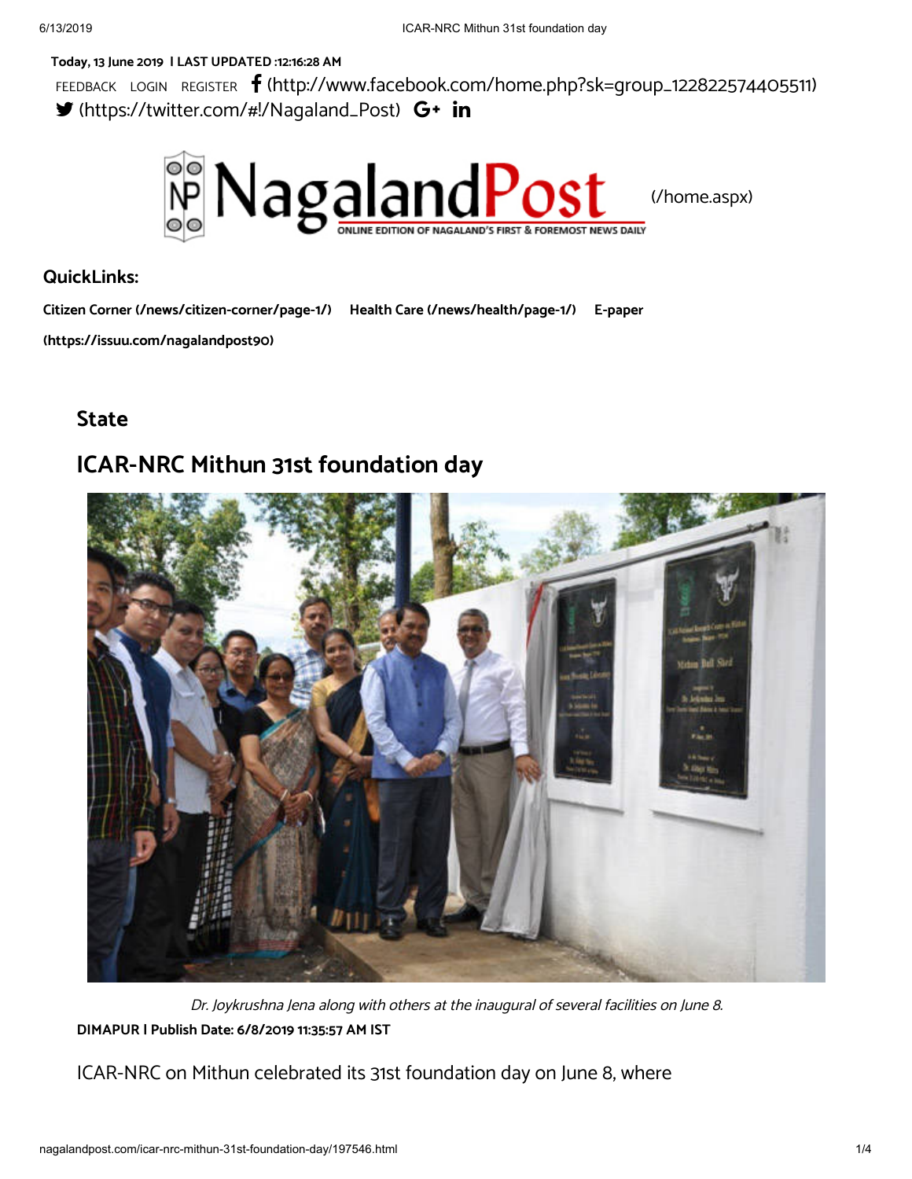Today, 13 June 2019 | LAST UPDATED :12:16:28 AM

FEEDBACK LOGIN REGISTER (http://www.facebook.com/home.php?sk=group_122822574405511) (https://twitter.com/#!/Nagaland_Post)

NagalandPost
ONLINE EDITION OF NAGALAND'S FIRST & FOREMOST NEWS DAILY (/home.aspx)

**QuickLinks:**

**Citizen Corner (/news/citizen-corner/page-1/)** **Health Care (/news/health/page-1/)** **E-paper (https://issuu.com/nagalandpost90)**

## State

# ICAR-NRC Mithun 31st foundation day

*Dr. Joykrushna Jena along with others at the inaugural of several facilities on June 8.*

**DIMAPUR | Publish Date: 6/8/2019 11:35:57 AM IST**

ICAR-NRC on Mithun celebrated its 31st foundation day on June 8, where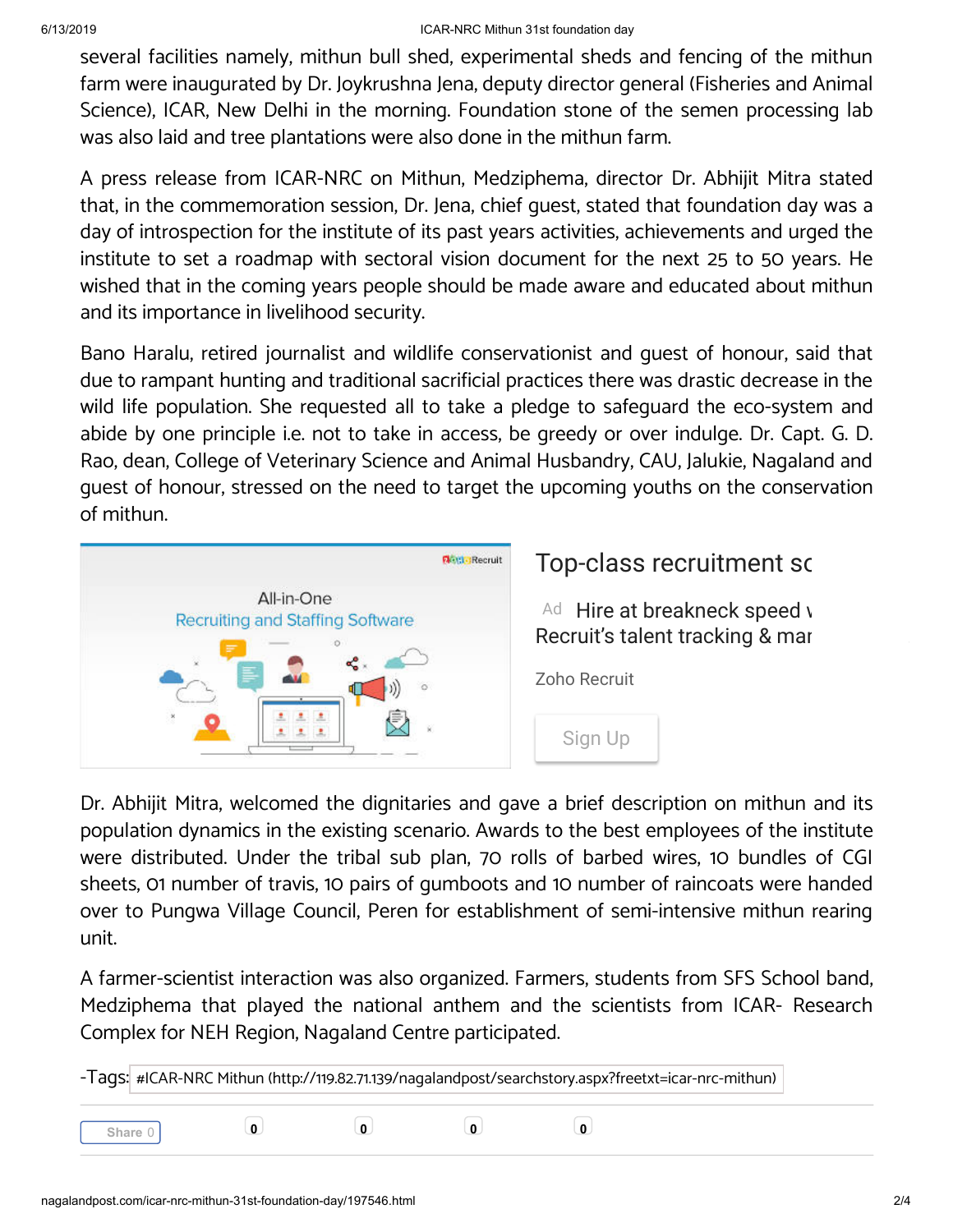several facilities namely, mithun bull shed, experimental sheds and fencing of the mithun farm were inaugurated by Dr. Joykrushna Jena, deputy director general (Fisheries and Animal Science), ICAR, New Delhi in the morning. Foundation stone of the semen processing lab was also laid and tree plantations were also done in the mithun farm.

A press release from ICAR-NRC on Mithun, Medziphema, director Dr. Abhijit Mitra stated that, in the commemoration session, Dr. Jena, chief guest, stated that foundation day was a day of introspection for the institute of its past years activities, achievements and urged the institute to set a roadmap with sectoral vision document for the next 25 to 50 years. He wished that in the coming years people should be made aware and educated about mithun and its importance in livelihood security.

Bano Haralu, retired journalist and wildlife conservationist and guest of honour, said that due to rampant hunting and traditional sacrificial practices there was drastic decrease in the wild life population. She requested all to take a pledge to safeguard the eco-system and abide by one principle i.e. not to take in access, be greedy or over indulge. Dr. Capt. G. D. Rao, dean, College of Veterinary Science and Animal Husbandry, CAU, Jalukie, Nagaland and guest of honour, stressed on the need to target the upcoming youths on the conservation of mithun.

Dr. Abhijit Mitra, welcomed the dignitaries and gave a brief description on mithun and its population dynamics in the existing scenario. Awards to the best employees of the institute were distributed. Under the tribal sub plan, 70 rolls of barbed wires, 10 bundles of CGI sheets, 01 number of travis, 10 pairs of gumboots and 10 number of raincoats were handed over to Pungwa Village Council, Peren for establishment of semi-intensive mithun rearing unit.

A farmer-scientist interaction was also organized. Farmers, students from SFS School band, Medziphema that played the national anthem and the scientists from ICAR- Research Complex for NEH Region, Nagaland Centre participated.

-Tags: #ICAR-NRC Mithun (http://119.82.71.139/nagalandpost/searchstory.aspx?freetxt=icar-nrc-mithun)